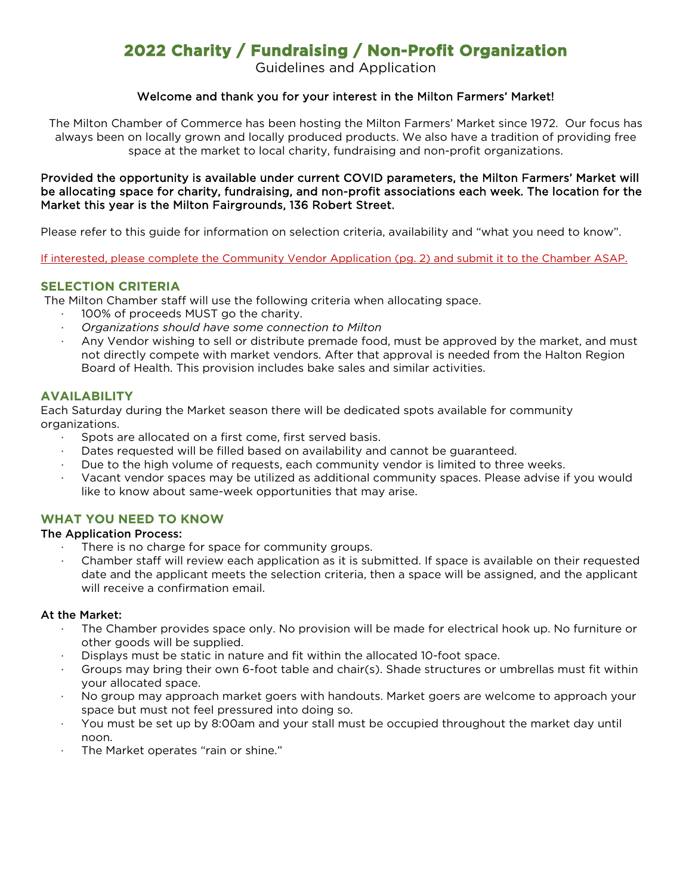# 2022 Charity / Fundraising / Non-Profit Organization

Guidelines and Application

**Welcome and thank you for your interest in the Milton Farmers' Market!**

The Milton Chamber of Commerce has been hosting the Milton Farmers' Market since 1972. Our focus has always been on locally grown and locally produced products. We also have a tradition of providing free space at the market to local charity, fundraising and non-profit organizations.

**Provided the opportunity is available under current COVID parameters, the Milton Farmers' Market will be allocating space for charity, fundraising, and non-profit associations each week. The location for the Market this year is the Milton Fairgrounds, 136 Robert Street.**

Please refer to this guide for information on selection criteria, availability and "what you need to know".

If interested, please complete the Community Vendor Application (pg. 2) and submit it to the Chamber ASAP.

## SELECTION CRITERIA

The Milton Chamber staff will use the following criteria when allocating space.

- 100% of proceeds MUST go the charity.
- *Organizations should have some connection to Milton*
- Any Vendor wishing to sell or distribute premade food, must be approved by the market, and must not directly compete with market vendors. After that approval is needed from the Halton Region Board of Health. This provision includes bake sales and similar activities.

## AVAILABILITY

Each Saturday during the Market season there will be dedicated spots available for community organizations.

- Spots are allocated on a first come, first served basis.
- Dates requested will be filled based on availability and cannot be guaranteed.
- Due to the high volume of requests, each community vendor is limited to three weeks.
- Vacant vendor spaces may be utilized as additional community spaces. Please advise if you would like to know about same-week opportunities that may arise.

## WHAT YOU NEED TO KNOW

**The Application Process:**

- There is no charge for space for community groups.
- Chamber staff will review each application as it is submitted. If space is available on their requested date and the applicant meets the selection criteria, then a space will be assigned, and the applicant will receive a confirmation email.

**At the Market:**

- The Chamber provides space only. No provision will be made for electrical hook up. No furniture or other goods will be supplied.
- Displays must be static in nature and fit within the allocated 10-foot space.
- Groups may bring their own 6-foot table and chair(s). Shade structures or umbrellas must fit within your allocated space.
- No group may approach market goers with handouts. Market goers are welcome to approach your space but must not feel pressured into doing so.
- You must be set up by 8:00am and your stall must be occupied throughout the market day until noon.
- The Market operates "rain or shine."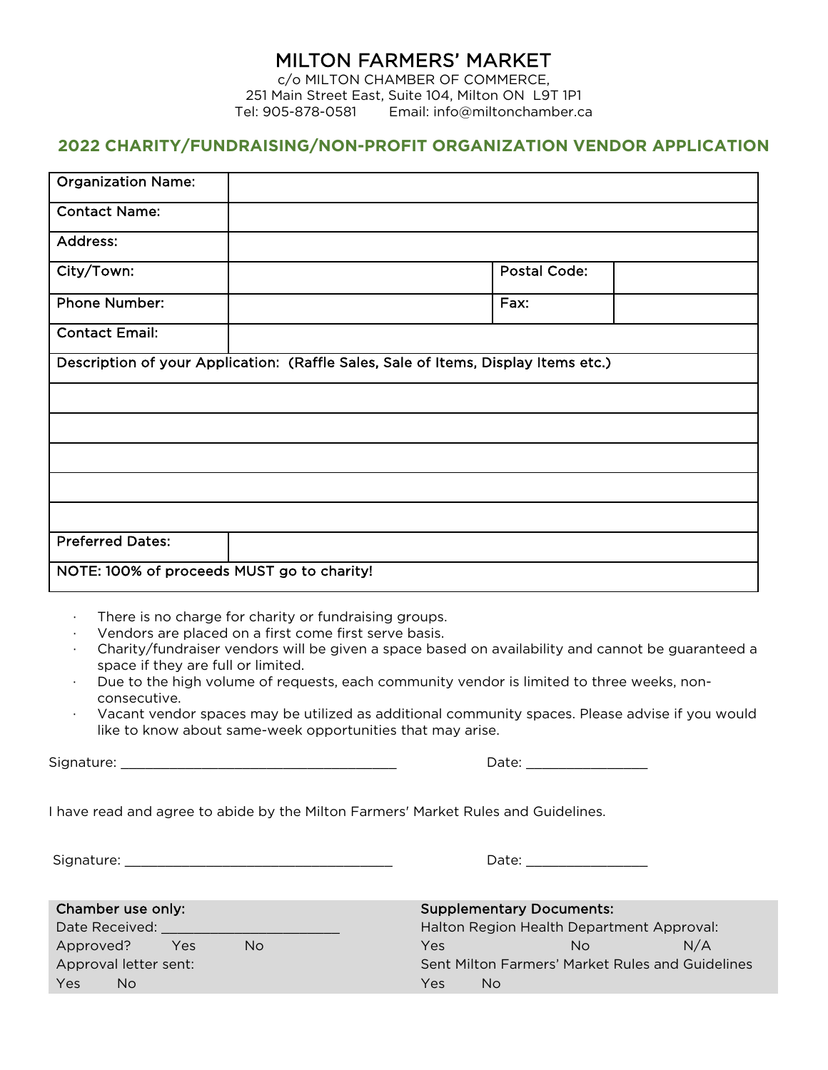# MILTON FARMERS' MARKET

c/o MILTON CHAMBER OF COMMERCE,
251 Main Street East, Suite 104, Milton ON L9T 1P1
Tel: 905-878-0581 Email: info@miltonchamber.ca

## 2022 CHARITY/FUNDRAISING/NON-PROFIT ORGANIZATION VENDOR APPLICATION

| | | | |
|---|---|---|---|
| Organization Name: | | | |
| Contact Name: | | | |
| Address: | | | |
| City/Town: | | Postal Code: | |
| Phone Number: | | Fax: | |
| Contact Email: | | | |
| Description of your Application: (Raffle Sales, Sale of Items, Display Items etc.) | | | |
| | | | |
| | | | |
| | | | |
| | | | |
| | | | |
| Preferred Dates: | | | |
| NOTE: 100% of proceeds MUST go to charity! | | | |

- There is no charge for charity or fundraising groups.
- Vendors are placed on a first come first serve basis.
- Charity/fundraiser vendors will be given a space based on availability and cannot be guaranteed a space if they are full or limited.
- Due to the high volume of requests, each community vendor is limited to three weeks, non-consecutive.
- Vacant vendor spaces may be utilized as additional community spaces. Please advise if you would like to know about same-week opportunities that may arise.

Signature: ___________________________________ Date: _______________

I have read and agree to abide by the Milton Farmers' Market Rules and Guidelines.

Signature: __________________________________ Date: _______________

Chamber use only:
Date Received: ______________________
Approved? Yes No
Approval letter sent:
Yes No

Supplementary Documents:
Halton Region Health Department Approval:
Yes No N/A
Sent Milton Farmers' Market Rules and Guidelines
Yes No